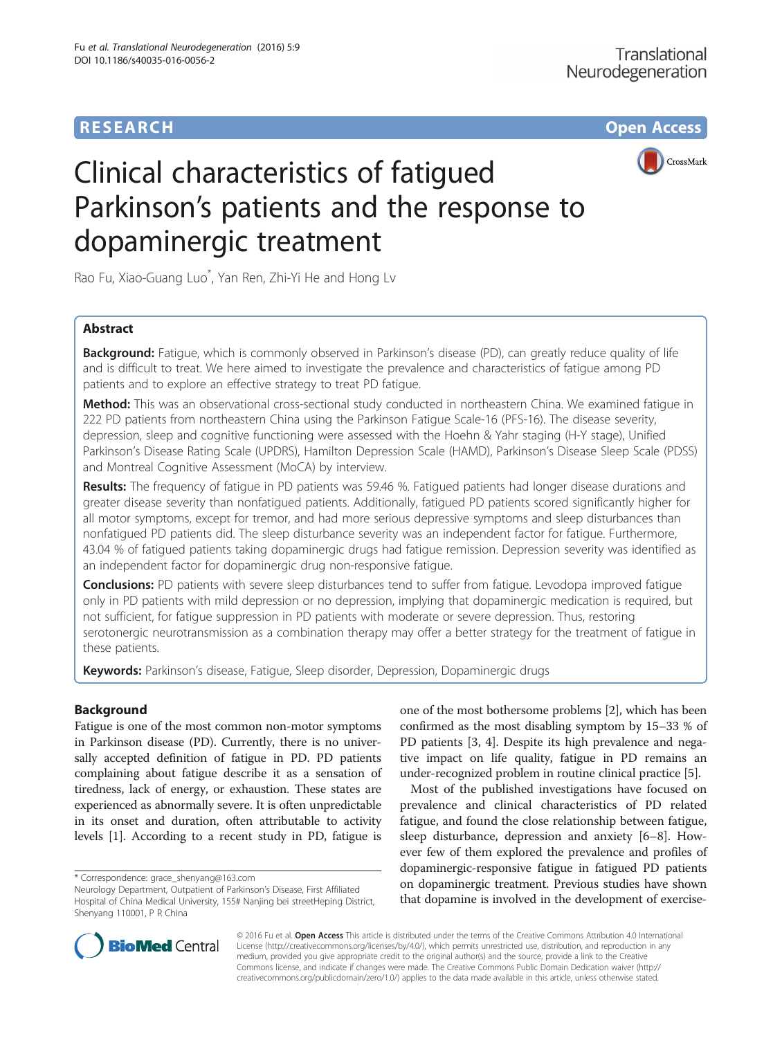**RESEARCH** **Open Access**

# Clinical characteristics of fatigued Parkinson's patients and the response to dopaminergic treatment

Rao Fu, Xiao-Guang Luo*, Yan Ren, Zhi-Yi He and Hong Lv

## Abstract

**Background:** Fatigue, which is commonly observed in Parkinson's disease (PD), can greatly reduce quality of life and is difficult to treat. We here aimed to investigate the prevalence and characteristics of fatigue among PD patients and to explore an effective strategy to treat PD fatigue.

**Method:** This was an observational cross-sectional study conducted in northeastern China. We examined fatigue in 222 PD patients from northeastern China using the Parkinson Fatigue Scale-16 (PFS-16). The disease severity, depression, sleep and cognitive functioning were assessed with the Hoehn & Yahr staging (H-Y stage), Unified Parkinson's Disease Rating Scale (UPDRS), Hamilton Depression Scale (HAMD), Parkinson's Disease Sleep Scale (PDSS) and Montreal Cognitive Assessment (MoCA) by interview.

**Results:** The frequency of fatigue in PD patients was 59.46 %. Fatigued patients had longer disease durations and greater disease severity than nonfatigued patients. Additionally, fatigued PD patients scored significantly higher for all motor symptoms, except for tremor, and had more serious depressive symptoms and sleep disturbances than nonfatigued PD patients did. The sleep disturbance severity was an independent factor for fatigue. Furthermore, 43.04 % of fatigued patients taking dopaminergic drugs had fatigue remission. Depression severity was identified as an independent factor for dopaminergic drug non-responsive fatigue.

**Conclusions:** PD patients with severe sleep disturbances tend to suffer from fatigue. Levodopa improved fatigue only in PD patients with mild depression or no depression, implying that dopaminergic medication is required, but not sufficient, for fatigue suppression in PD patients with moderate or severe depression. Thus, restoring serotonergic neurotransmission as a combination therapy may offer a better strategy for the treatment of fatigue in these patients.

**Keywords:** Parkinson's disease, Fatigue, Sleep disorder, Depression, Dopaminergic drugs

## Background

Fatigue is one of the most common non-motor symptoms in Parkinson disease (PD). Currently, there is no universally accepted definition of fatigue in PD. PD patients complaining about fatigue describe it as a sensation of tiredness, lack of energy, or exhaustion. These states are experienced as abnormally severe. It is often unpredictable in its onset and duration, often attributable to activity levels [1]. According to a recent study in PD, fatigue is one of the most bothersome problems [2], which has been confirmed as the most disabling symptom by 15–33 % of PD patients [3, 4]. Despite its high prevalence and negative impact on life quality, fatigue in PD remains an under-recognized problem in routine clinical practice [5].

Most of the published investigations have focused on prevalence and clinical characteristics of PD related fatigue, and found the close relationship between fatigue, sleep disturbance, depression and anxiety [6–8]. However few of them explored the prevalence and profiles of dopaminergic-responsive fatigue in fatigued PD patients on dopaminergic treatment. Previous studies have shown that dopamine is involved in the development of exercise-

\* Correspondence: grace_shenyang@163.com
Neurology Department, Outpatient of Parkinson's Disease, First Affiliated Hospital of China Medical University, 155# Nanjing bei streetHeping District, Shenyang 110001, P R China

© 2016 Fu et al. **Open Access** This article is distributed under the terms of the Creative Commons Attribution 4.0 International License (http://creativecommons.org/licenses/by/4.0/), which permits unrestricted use, distribution, and reproduction in any medium, provided you give appropriate credit to the original author(s) and the source, provide a link to the Creative Commons license, and indicate if changes were made. The Creative Commons Public Domain Dedication waiver (http://creativecommons.org/publicdomain/zero/1.0/) applies to the data made available in this article, unless otherwise stated.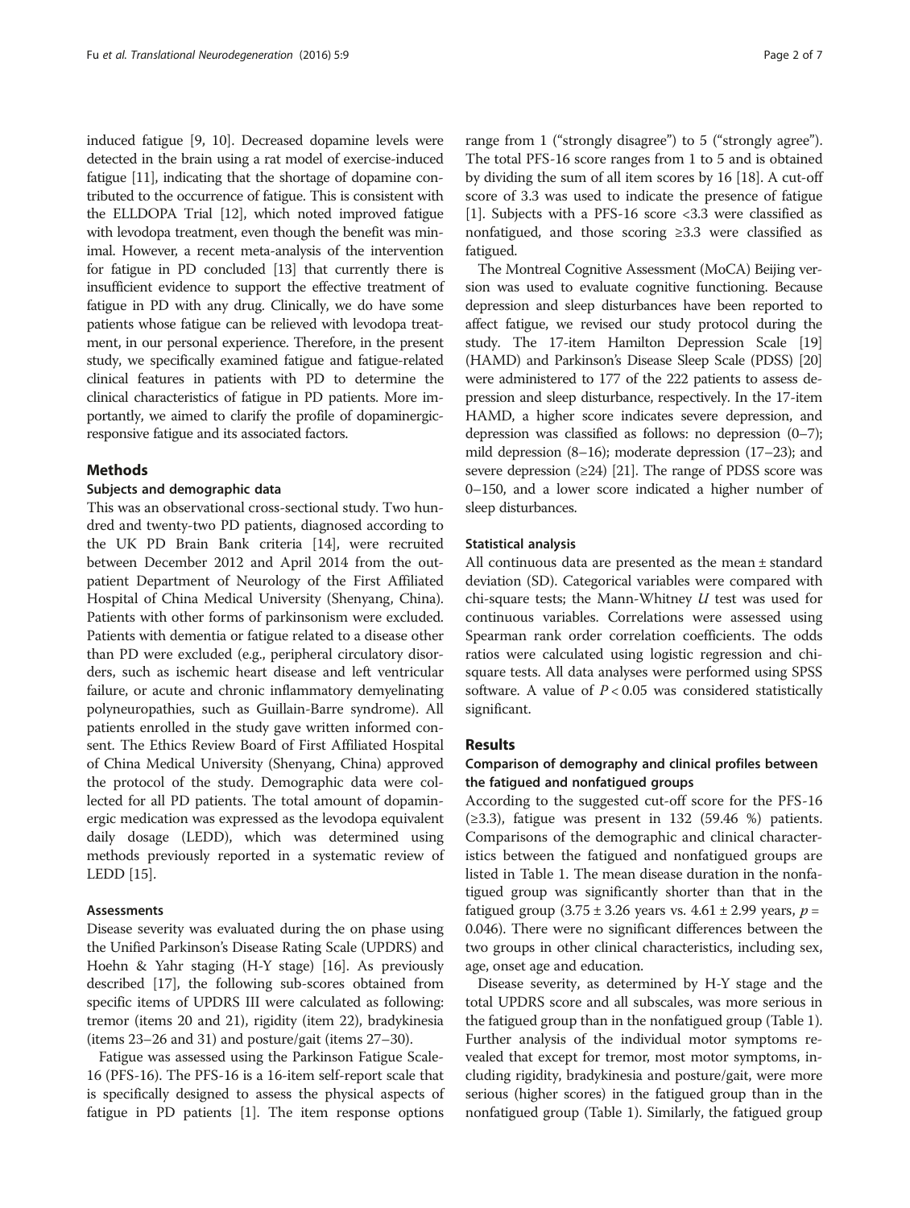induced fatigue [9, 10]. Decreased dopamine levels were detected in the brain using a rat model of exercise-induced fatigue [11], indicating that the shortage of dopamine contributed to the occurrence of fatigue. This is consistent with the ELLDOPA Trial [12], which noted improved fatigue with levodopa treatment, even though the benefit was minimal. However, a recent meta-analysis of the intervention for fatigue in PD concluded [13] that currently there is insufficient evidence to support the effective treatment of fatigue in PD with any drug. Clinically, we do have some patients whose fatigue can be relieved with levodopa treatment, in our personal experience. Therefore, in the present study, we specifically examined fatigue and fatigue-related clinical features in patients with PD to determine the clinical characteristics of fatigue in PD patients. More importantly, we aimed to clarify the profile of dopaminergic-responsive fatigue and its associated factors.

## Methods

### Subjects and demographic data

This was an observational cross-sectional study. Two hundred and twenty-two PD patients, diagnosed according to the UK PD Brain Bank criteria [14], were recruited between December 2012 and April 2014 from the outpatient Department of Neurology of the First Affiliated Hospital of China Medical University (Shenyang, China). Patients with other forms of parkinsonism were excluded. Patients with dementia or fatigue related to a disease other than PD were excluded (e.g., peripheral circulatory disorders, such as ischemic heart disease and left ventricular failure, or acute and chronic inflammatory demyelinating polyneuropathies, such as Guillain-Barre syndrome). All patients enrolled in the study gave written informed consent. The Ethics Review Board of First Affiliated Hospital of China Medical University (Shenyang, China) approved the protocol of the study. Demographic data were collected for all PD patients. The total amount of dopaminergic medication was expressed as the levodopa equivalent daily dosage (LEDD), which was determined using methods previously reported in a systematic review of LEDD [15].

### Assessments

Disease severity was evaluated during the on phase using the Unified Parkinson's Disease Rating Scale (UPDRS) and Hoehn & Yahr staging (H-Y stage) [16]. As previously described [17], the following sub-scores obtained from specific items of UPDRS III were calculated as following: tremor (items 20 and 21), rigidity (item 22), bradykinesia (items 23–26 and 31) and posture/gait (items 27–30).

Fatigue was assessed using the Parkinson Fatigue Scale-16 (PFS-16). The PFS-16 is a 16-item self-report scale that is specifically designed to assess the physical aspects of fatigue in PD patients [1]. The item response options range from 1 ("strongly disagree") to 5 ("strongly agree"). The total PFS-16 score ranges from 1 to 5 and is obtained by dividing the sum of all item scores by 16 [18]. A cut-off score of 3.3 was used to indicate the presence of fatigue [1]. Subjects with a PFS-16 score <3.3 were classified as nonfatigued, and those scoring ≥3.3 were classified as fatigued.

The Montreal Cognitive Assessment (MoCA) Beijing version was used to evaluate cognitive functioning. Because depression and sleep disturbances have been reported to affect fatigue, we revised our study protocol during the study. The 17-item Hamilton Depression Scale [19] (HAMD) and Parkinson's Disease Sleep Scale (PDSS) [20] were administered to 177 of the 222 patients to assess depression and sleep disturbance, respectively. In the 17-item HAMD, a higher score indicates severe depression, and depression was classified as follows: no depression (0–7); mild depression (8–16); moderate depression (17–23); and severe depression (≥24) [21]. The range of PDSS score was 0–150, and a lower score indicated a higher number of sleep disturbances.

### Statistical analysis

All continuous data are presented as the mean ± standard deviation (SD). Categorical variables were compared with chi-square tests; the Mann-Whitney $U$ test was used for continuous variables. Correlations were assessed using Spearman rank order correlation coefficients. The odds ratios were calculated using logistic regression and chi-square tests. All data analyses were performed using SPSS software. A value of $P < 0.05$ was considered statistically significant.

## Results

### Comparison of demography and clinical profiles between the fatigued and nonfatigued groups

According to the suggested cut-off score for the PFS-16 (≥3.3), fatigue was present in 132 (59.46 %) patients. Comparisons of the demographic and clinical characteristics between the fatigued and nonfatigued groups are listed in Table 1. The mean disease duration in the nonfatigued group was significantly shorter than that in the fatigued group (3.75 ± 3.26 years vs. 4.61 ± 2.99 years, $p = 0.046$). There were no significant differences between the two groups in other clinical characteristics, including sex, age, onset age and education.

Disease severity, as determined by H-Y stage and the total UPDRS score and all subscales, was more serious in the fatigued group than in the nonfatigued group (Table 1). Further analysis of the individual motor symptoms revealed that except for tremor, most motor symptoms, including rigidity, bradykinesia and posture/gait, were more serious (higher scores) in the fatigued group than in the nonfatigued group (Table 1). Similarly, the fatigued group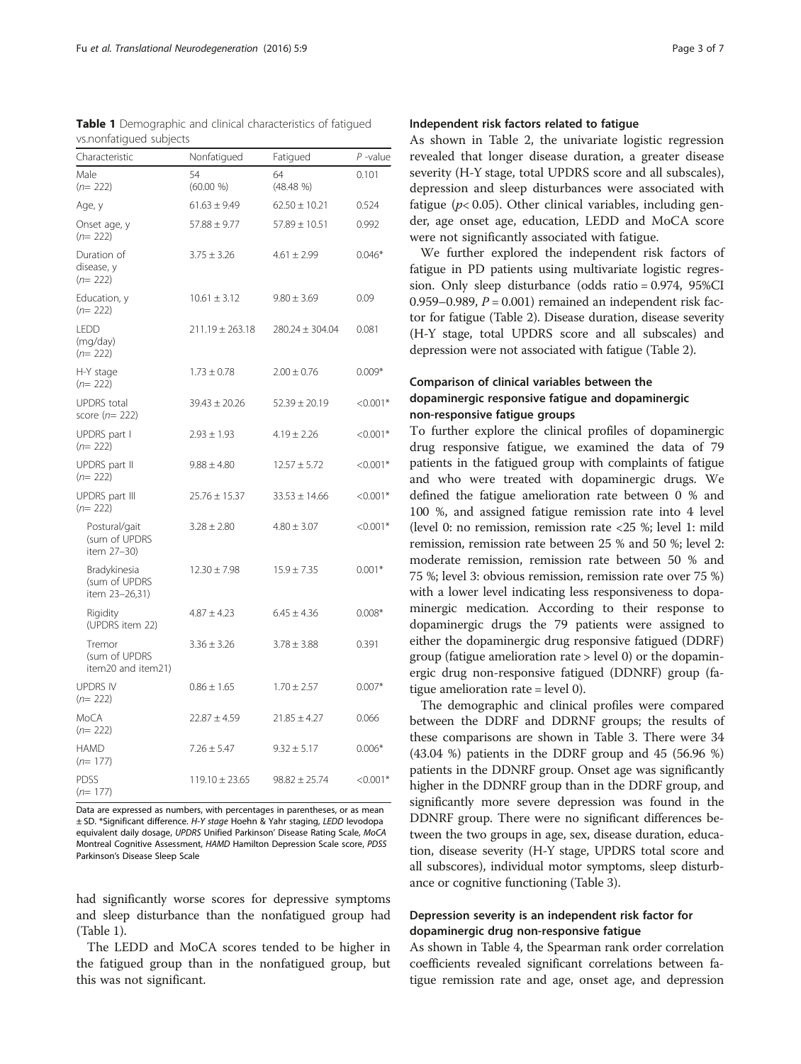**Table 1** Demographic and clinical characteristics of fatigued vs.nonfatigued subjects

| Characteristic | Nonfatigued | Fatigued | *P* -value |
| --- | --- | --- | --- |
| Male ($n$= 222) | 54 (60.00 %) | 64 (48.48 %) | 0.101 |
| Age, y | 61.63 ± 9.49 | 62.50 ± 10.21 | 0.524 |
| Onset age, y ($n$= 222) | 57.88 ± 9.77 | 57.89 ± 10.51 | 0.992 |
| Duration of disease, y ($n$= 222) | 3.75 ± 3.26 | 4.61 ± 2.99 | 0.046* |
| Education, y ($n$= 222) | 10.61 ± 3.12 | 9.80 ± 3.69 | 0.09 |
| LEDD (mg/day) ($n$= 222) | 211.19 ± 263.18 | 280.24 ± 304.04 | 0.081 |
| H-Y stage ($n$= 222) | 1.73 ± 0.78 | 2.00 ± 0.76 | 0.009* |
| UPDRS total score ($n$= 222) | 39.43 ± 20.26 | 52.39 ± 20.19 | <0.001* |
| UPDRS part I ($n$= 222) | 2.93 ± 1.93 | 4.19 ± 2.26 | <0.001* |
| UPDRS part II ($n$= 222) | 9.88 ± 4.80 | 12.57 ± 5.72 | <0.001* |
| UPDRS part III ($n$= 222) | 25.76 ± 15.37 | 33.53 ± 14.66 | <0.001* |
| Postural/gait (sum of UPDRS item 27–30) | 3.28 ± 2.80 | 4.80 ± 3.07 | <0.001* |
| Bradykinesia (sum of UPDRS item 23–26,31) | 12.30 ± 7.98 | 15.9 ± 7.35 | 0.001* |
| Rigidity (UPDRS item 22) | 4.87 ± 4.23 | 6.45 ± 4.36 | 0.008* |
| Tremor (sum of UPDRS item20 and item21) | 3.36 ± 3.26 | 3.78 ± 3.88 | 0.391 |
| UPDRS IV ($n$= 222) | 0.86 ± 1.65 | 1.70 ± 2.57 | 0.007* |
| MoCA ($n$= 222) | 22.87 ± 4.59 | 21.85 ± 4.27 | 0.066 |
| HAMD ($n$= 177) | 7.26 ± 5.47 | 9.32 ± 5.17 | 0.006* |
| PDSS ($n$= 177) | 119.10 ± 23.65 | 98.82 ± 25.74 | <0.001* |

Data are expressed as numbers, with percentages in parentheses, or as mean ± SD. *Significant difference. *H-Y stage* Hoehn & Yahr staging, *LEDD* levodopa equivalent daily dosage, *UPDRS* Unified Parkinson' Disease Rating Scale, *MoCA* Montreal Cognitive Assessment, *HAMD* Hamilton Depression Scale score, *PDSS* Parkinson's Disease Sleep Scale

had significantly worse scores for depressive symptoms and sleep disturbance than the nonfatigued group had (Table 1).

The LEDD and MoCA scores tended to be higher in the fatigued group than in the nonfatigued group, but this was not significant.

### Independent risk factors related to fatigue

As shown in Table 2, the univariate logistic regression revealed that longer disease duration, a greater disease severity (H-Y stage, total UPDRS score and all subscales), depression and sleep disturbances were associated with fatigue ($p$< 0.05). Other clinical variables, including gender, age onset age, education, LEDD and MoCA score were not significantly associated with fatigue.

We further explored the independent risk factors of fatigue in PD patients using multivariate logistic regression. Only sleep disturbance (odds ratio = 0.974, 95%CI 0.959–0.989, $P$ = 0.001) remained an independent risk factor for fatigue (Table 2). Disease duration, disease severity (H-Y stage, total UPDRS score and all subscales) and depression were not associated with fatigue (Table 2).

### Comparison of clinical variables between the dopaminergic responsive fatigue and dopaminergic non-responsive fatigue groups

To further explore the clinical profiles of dopaminergic drug responsive fatigue, we examined the data of 79 patients in the fatigued group with complaints of fatigue and who were treated with dopaminergic drugs. We defined the fatigue amelioration rate between 0 % and 100 %, and assigned fatigue remission rate into 4 level (level 0: no remission, remission rate <25 %; level 1: mild remission, remission rate between 25 % and 50 %; level 2: moderate remission, remission rate between 50 % and 75 %; level 3: obvious remission, remission rate over 75 %) with a lower level indicating less responsiveness to dopaminergic medication. According to their response to dopaminergic drugs the 79 patients were assigned to either the dopaminergic drug responsive fatigued (DDRF) group (fatigue amelioration rate > level 0) or the dopaminergic drug non-responsive fatigued (DDNRF) group (fatigue amelioration rate = level 0).

The demographic and clinical profiles were compared between the DDRF and DDRNF groups; the results of these comparisons are shown in Table 3. There were 34 (43.04 %) patients in the DDRF group and 45 (56.96 %) patients in the DDNRF group. Onset age was significantly higher in the DDNRF group than in the DDRF group, and significantly more severe depression was found in the DDNRF group. There were no significant differences between the two groups in age, sex, disease duration, education, disease severity (H-Y stage, UPDRS total score and all subscores), individual motor symptoms, sleep disturbance or cognitive functioning (Table 3).

### Depression severity is an independent risk factor for dopaminergic drug non-responsive fatigue

As shown in Table 4, the Spearman rank order correlation coefficients revealed significant correlations between fatigue remission rate and age, onset age, and depression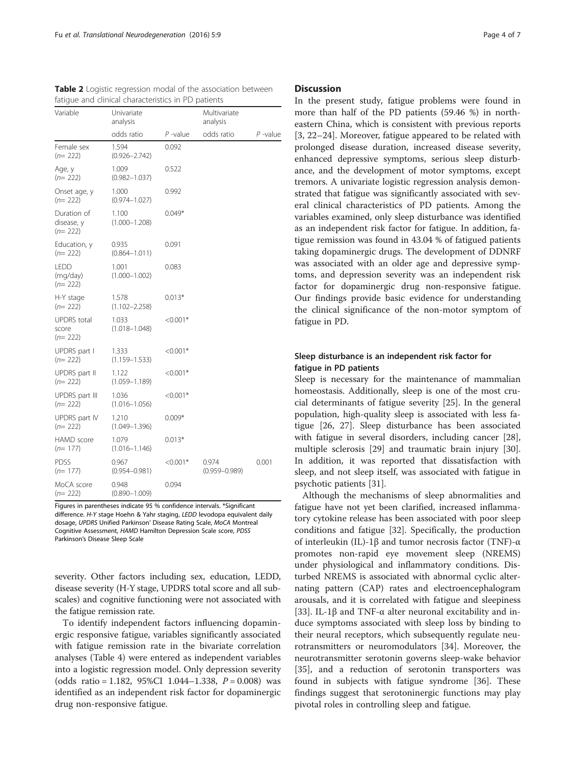**Table 2** Logistic regression modal of the association between fatigue and clinical characteristics in PD patients

| Variable | Univariate analysis | | Multivariate analysis | |
|---|---|---|---|---|
| | odds ratio | *P* -value | odds ratio | *P* -value |
| Female sex (*n* = 222) | 1.594 (0.926–2.742) | 0.092 | | |
| Age, y (*n* = 222) | 1.009 (0.982–1.037) | 0.522 | | |
| Onset age, y (*n* = 222) | 1.000 (0.974–1.027) | 0.992 | | |
| Duration of disease, y (*n* = 222) | 1.100 (1.000–1.208) | 0.049* | | |
| Education, y (*n* = 222) | 0.935 (0.864–1.011) | 0.091 | | |
| LEDD (mg/day) (*n* = 222) | 1.001 (1.000–1.002) | 0.083 | | |
| H-Y stage (*n* = 222) | 1.578 (1.102–2.258) | 0.013* | | |
| UPDRS total score (*n* = 222) | 1.033 (1.018–1.048) | <0.001* | | |
| UPDRS part I (*n* = 222) | 1.333 (1.159–1.533) | <0.001* | | |
| UPDRS part II (*n* = 222) | 1.122 (1.059–1.189) | <0.001* | | |
| UPDRS part III (*n* = 222) | 1.036 (1.016–1.056) | <0.001* | | |
| UPDRS part IV (*n* = 222) | 1.210 (1.049–1.396) | 0.009* | | |
| HAMD score (*n* = 177) | 1.079 (1.016–1.146) | 0.013* | | |
| PDSS (*n* = 177) | 0.967 (0.954–0.981) | <0.001* | 0.974 (0.959–0.989) | 0.001 |
| MoCA score (*n* = 222) | 0.948 (0.890–1.009) | 0.094 | | |

Figures in parentheses indicate 95 % confidence intervals. *Significant difference. *H-Y stage* Hoehn & Yahr staging, *LEDD* levodopa equivalent daily dosage, *UPDRS* Unified Parkinson' Disease Rating Scale, *MoCA* Montreal Cognitive Assessment, *HAMD* Hamilton Depression Scale score, *PDSS* Parkinson's Disease Sleep Scale

severity. Other factors including sex, education, LEDD, disease severity (H-Y stage, UPDRS total score and all subscales) and cognitive functioning were not associated with the fatigue remission rate.

To identify independent factors influencing dopaminergic responsive fatigue, variables significantly associated with fatigue remission rate in the bivariate correlation analyses (Table 4) were entered as independent variables into a logistic regression model. Only depression severity (odds ratio = 1.182, 95%CI 1.044–1.338, $P = 0.008$) was identified as an independent risk factor for dopaminergic drug non-responsive fatigue.

## Discussion

In the present study, fatigue problems were found in more than half of the PD patients (59.46 %) in northeastern China, which is consistent with previous reports [3, 22–24]. Moreover, fatigue appeared to be related with prolonged disease duration, increased disease severity, enhanced depressive symptoms, serious sleep disturbance, and the development of motor symptoms, except tremors. A univariate logistic regression analysis demonstrated that fatigue was significantly associated with several clinical characteristics of PD patients. Among the variables examined, only sleep disturbance was identified as an independent risk factor for fatigue. In addition, fatigue remission was found in 43.04 % of fatigued patients taking dopaminergic drugs. The development of DDNRF was associated with an older age and depressive symptoms, and depression severity was an independent risk factor for dopaminergic drug non-responsive fatigue. Our findings provide basic evidence for understanding the clinical significance of the non-motor symptom of fatigue in PD.

### Sleep disturbance is an independent risk factor for fatigue in PD patients

Sleep is necessary for the maintenance of mammalian homeostasis. Additionally, sleep is one of the most crucial determinants of fatigue severity [25]. In the general population, high-quality sleep is associated with less fatigue [26, 27]. Sleep disturbance has been associated with fatigue in several disorders, including cancer [28], multiple sclerosis [29] and traumatic brain injury [30]. In addition, it was reported that dissatisfaction with sleep, and not sleep itself, was associated with fatigue in psychotic patients [31].

Although the mechanisms of sleep abnormalities and fatigue have not yet been clarified, increased inflammatory cytokine release has been associated with poor sleep conditions and fatigue [32]. Specifically, the production of interleukin (IL)-1β and tumor necrosis factor (TNF)-α promotes non-rapid eye movement sleep (NREMS) under physiological and inflammatory conditions. Disturbed NREMS is associated with abnormal cyclic alternating pattern (CAP) rates and electroencephalogram arousals, and it is correlated with fatigue and sleepiness [33]. IL-1β and TNF-α alter neuronal excitability and induce symptoms associated with sleep loss by binding to their neural receptors, which subsequently regulate neurotransmitters or neuromodulators [34]. Moreover, the neurotransmitter serotonin governs sleep-wake behavior [35], and a reduction of serotonin transporters was found in subjects with fatigue syndrome [36]. These findings suggest that serotoninergic functions may play pivotal roles in controlling sleep and fatigue.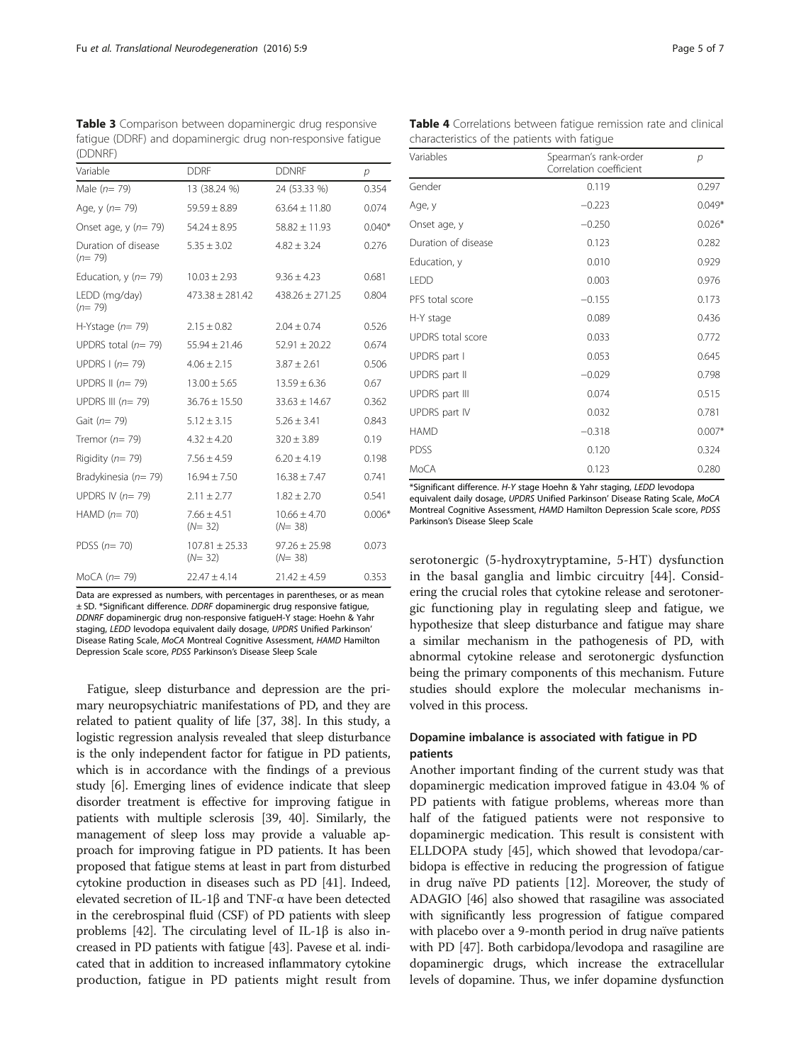**Table 3** Comparison between dopaminergic drug responsive fatigue (DDRF) and dopaminergic drug non-responsive fatigue (DDNRF)

| Variable | DDRF | DDNRF | p |
|---|---|---|---|
| Male (n= 79) | 13 (38.24 %) | 24 (53.33 %) | 0.354 |
| Age, y (n= 79) | 59.59 ± 8.89 | 63.64 ± 11.80 | 0.074 |
| Onset age, y (n= 79) | 54.24 ± 8.95 | 58.82 ± 11.93 | 0.040* |
| Duration of disease (n= 79) | 5.35 ± 3.02 | 4.82 ± 3.24 | 0.276 |
| Education, y (n= 79) | 10.03 ± 2.93 | 9.36 ± 4.23 | 0.681 |
| LEDD (mg/day) (n= 79) | 473.38 ± 281.42 | 438.26 ± 271.25 | 0.804 |
| H-Ystage (n= 79) | 2.15 ± 0.82 | 2.04 ± 0.74 | 0.526 |
| UPDRS total (n= 79) | 55.94 ± 21.46 | 52.91 ± 20.22 | 0.674 |
| UPDRS I (n= 79) | 4.06 ± 2.15 | 3.87 ± 2.61 | 0.506 |
| UPDRS II (n= 79) | 13.00 ± 5.65 | 13.59 ± 6.36 | 0.67 |
| UPDRS III (n= 79) | 36.76 ± 15.50 | 33.63 ± 14.67 | 0.362 |
| Gait (n= 79) | 5.12 ± 3.15 | 5.26 ± 3.41 | 0.843 |
| Tremor (n= 79) | 4.32 ± 4.20 | 320 ± 3.89 | 0.19 |
| Rigidity (n= 79) | 7.56 ± 4.59 | 6.20 ± 4.19 | 0.198 |
| Bradykinesia (n= 79) | 16.94 ± 7.50 | 16.38 ± 7.47 | 0.741 |
| UPDRS IV (n= 79) | 2.11 ± 2.77 | 1.82 ± 2.70 | 0.541 |
| HAMD (n= 70) | 7.66 ± 4.51 (N= 32) | 10.66 ± 4.70 (N= 38) | 0.006* |
| PDSS (n= 70) | 107.81 ± 25.33 (N= 32) | 97.26 ± 25.98 (N= 38) | 0.073 |
| MoCA (n= 79) | 22.47 ± 4.14 | 21.42 ± 4.59 | 0.353 |

Data are expressed as numbers, with percentages in parentheses, or as mean ± SD. *Significant difference. *DDRF* dopaminergic drug responsive fatigue, *DDNRF* dopaminergic drug non-responsive fatigueH-Y stage: Hoehn & Yahr staging, *LEDD* levodopa equivalent daily dosage, *UPDRS* Unified Parkinson' Disease Rating Scale, *MoCA* Montreal Cognitive Assessment, *HAMD* Hamilton Depression Scale score, *PDSS* Parkinson's Disease Sleep Scale

**Table 4** Correlations between fatigue remission rate and clinical characteristics of the patients with fatigue

| Variables | Spearman's rank-order Correlation coefficient | p |
|---|---|---|
| Gender | 0.119 | 0.297 |
| Age, y | −0.223 | 0.049* |
| Onset age, y | −0.250 | 0.026* |
| Duration of disease | 0.123 | 0.282 |
| Education, y | 0.010 | 0.929 |
| LEDD | 0.003 | 0.976 |
| PFS total score | −0.155 | 0.173 |
| H-Y stage | 0.089 | 0.436 |
| UPDRS total score | 0.033 | 0.772 |
| UPDRS part I | 0.053 | 0.645 |
| UPDRS part II | −0.029 | 0.798 |
| UPDRS part III | 0.074 | 0.515 |
| UPDRS part IV | 0.032 | 0.781 |
| HAMD | −0.318 | 0.007* |
| PDSS | 0.120 | 0.324 |
| MoCA | 0.123 | 0.280 |

*Significant difference. *H-Y stage* Hoehn & Yahr staging, *LEDD* levodopa equivalent daily dosage, *UPDRS* Unified Parkinson' Disease Rating Scale, *MoCA* Montreal Cognitive Assessment, *HAMD* Hamilton Depression Scale score, *PDSS* Parkinson's Disease Sleep Scale

Fatigue, sleep disturbance and depression are the primary neuropsychiatric manifestations of PD, and they are related to patient quality of life [37, 38]. In this study, a logistic regression analysis revealed that sleep disturbance is the only independent factor for fatigue in PD patients, which is in accordance with the findings of a previous study [6]. Emerging lines of evidence indicate that sleep disorder treatment is effective for improving fatigue in patients with multiple sclerosis [39, 40]. Similarly, the management of sleep loss may provide a valuable approach for improving fatigue in PD patients. It has been proposed that fatigue stems at least in part from disturbed cytokine production in diseases such as PD [41]. Indeed, elevated secretion of IL-1β and TNF-α have been detected in the cerebrospinal fluid (CSF) of PD patients with sleep problems [42]. The circulating level of IL-1β is also increased in PD patients with fatigue [43]. Pavese et al. indicated that in addition to increased inflammatory cytokine production, fatigue in PD patients might result from serotonergic (5-hydroxytryptamine, 5-HT) dysfunction in the basal ganglia and limbic circuitry [44]. Considering the crucial roles that cytokine release and serotonergic functioning play in regulating sleep and fatigue, we hypothesize that sleep disturbance and fatigue may share a similar mechanism in the pathogenesis of PD, with abnormal cytokine release and serotonergic dysfunction being the primary components of this mechanism. Future studies should explore the molecular mechanisms involved in this process.

## Dopamine imbalance is associated with fatigue in PD patients

Another important finding of the current study was that dopaminergic medication improved fatigue in 43.04 % of PD patients with fatigue problems, whereas more than half of the fatigued patients were not responsive to dopaminergic medication. This result is consistent with ELLDOPA study [45], which showed that levodopa/carbidopa is effective in reducing the progression of fatigue in drug naïve PD patients [12]. Moreover, the study of ADAGIO [46] also showed that rasagiline was associated with significantly less progression of fatigue compared with placebo over a 9-month period in drug naïve patients with PD [47]. Both carbidopa/levodopa and rasagiline are dopaminergic drugs, which increase the extracellular levels of dopamine. Thus, we infer dopamine dysfunction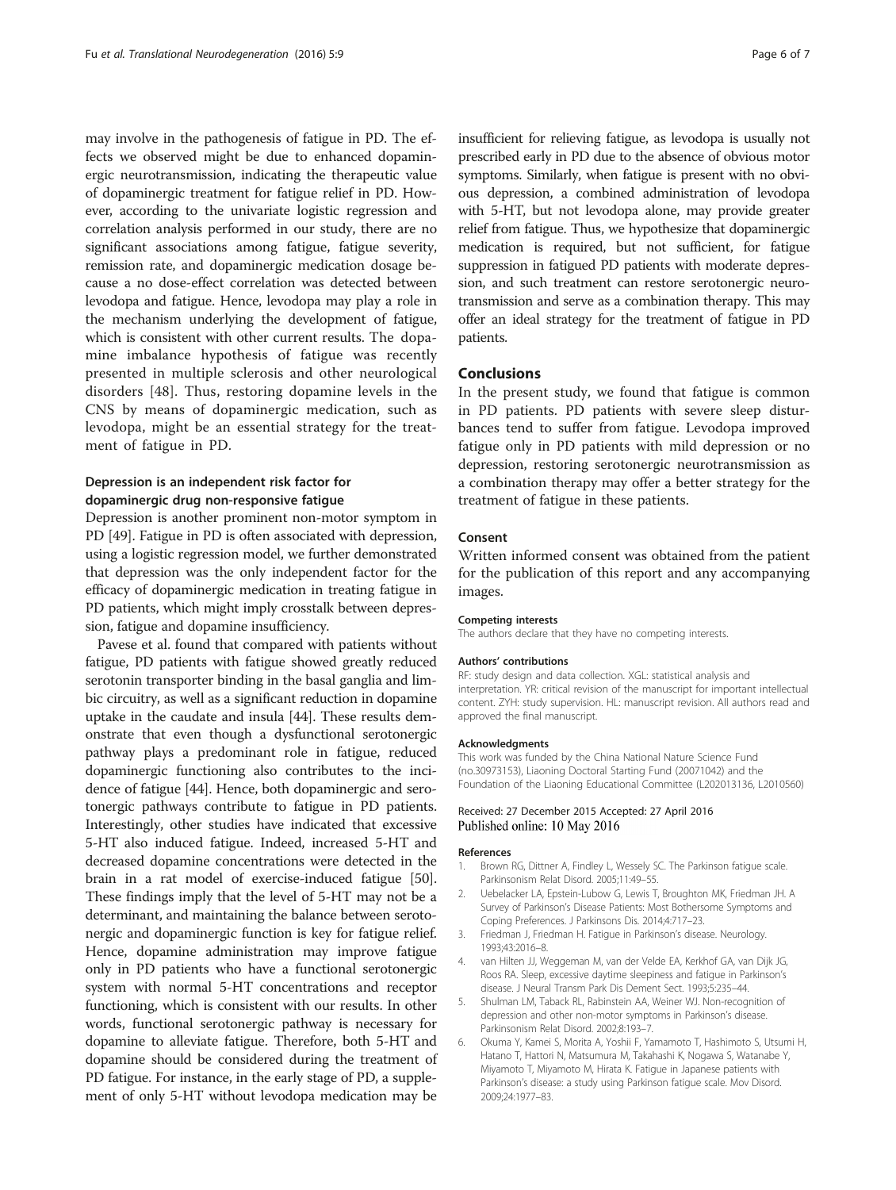may involve in the pathogenesis of fatigue in PD. The effects we observed might be due to enhanced dopaminergic neurotransmission, indicating the therapeutic value of dopaminergic treatment for fatigue relief in PD. However, according to the univariate logistic regression and correlation analysis performed in our study, there are no significant associations among fatigue, fatigue severity, remission rate, and dopaminergic medication dosage because a no dose-effect correlation was detected between levodopa and fatigue. Hence, levodopa may play a role in the mechanism underlying the development of fatigue, which is consistent with other current results. The dopamine imbalance hypothesis of fatigue was recently presented in multiple sclerosis and other neurological disorders [48]. Thus, restoring dopamine levels in the CNS by means of dopaminergic medication, such as levodopa, might be an essential strategy for the treatment of fatigue in PD.

### Depression is an independent risk factor for dopaminergic drug non-responsive fatigue

Depression is another prominent non-motor symptom in PD [49]. Fatigue in PD is often associated with depression, using a logistic regression model, we further demonstrated that depression was the only independent factor for the efficacy of dopaminergic medication in treating fatigue in PD patients, which might imply crosstalk between depression, fatigue and dopamine insufficiency.

Pavese et al. found that compared with patients without fatigue, PD patients with fatigue showed greatly reduced serotonin transporter binding in the basal ganglia and limbic circuitry, as well as a significant reduction in dopamine uptake in the caudate and insula [44]. These results demonstrate that even though a dysfunctional serotonergic pathway plays a predominant role in fatigue, reduced dopaminergic functioning also contributes to the incidence of fatigue [44]. Hence, both dopaminergic and serotonergic pathways contribute to fatigue in PD patients. Interestingly, other studies have indicated that excessive 5-HT also induced fatigue. Indeed, increased 5-HT and decreased dopamine concentrations were detected in the brain in a rat model of exercise-induced fatigue [50]. These findings imply that the level of 5-HT may not be a determinant, and maintaining the balance between serotonergic and dopaminergic function is key for fatigue relief. Hence, dopamine administration may improve fatigue only in PD patients who have a functional serotonergic system with normal 5-HT concentrations and receptor functioning, which is consistent with our results. In other words, functional serotonergic pathway is necessary for dopamine to alleviate fatigue. Therefore, both 5-HT and dopamine should be considered during the treatment of PD fatigue. For instance, in the early stage of PD, a supplement of only 5-HT without levodopa medication may be insufficient for relieving fatigue, as levodopa is usually not prescribed early in PD due to the absence of obvious motor symptoms. Similarly, when fatigue is present with no obvious depression, a combined administration of levodopa with 5-HT, but not levodopa alone, may provide greater relief from fatigue. Thus, we hypothesize that dopaminergic medication is required, but not sufficient, for fatigue suppression in fatigued PD patients with moderate depression, and such treatment can restore serotonergic neurotransmission and serve as a combination therapy. This may offer an ideal strategy for the treatment of fatigue in PD patients.

## Conclusions

In the present study, we found that fatigue is common in PD patients. PD patients with severe sleep disturbances tend to suffer from fatigue. Levodopa improved fatigue only in PD patients with mild depression or no depression, restoring serotonergic neurotransmission as a combination therapy may offer a better strategy for the treatment of fatigue in these patients.

### Consent

Written informed consent was obtained from the patient for the publication of this report and any accompanying images.

#### Competing interests

The authors declare that they have no competing interests.

#### Authors' contributions

RF: study design and data collection. XGL: statistical analysis and interpretation. YR: critical revision of the manuscript for important intellectual content. ZYH: study supervision. HL: manuscript revision. All authors read and approved the final manuscript.

#### Acknowledgments

This work was funded by the China National Nature Science Fund (no.30973153), Liaoning Doctoral Starting Fund (20071042) and the Foundation of the Liaoning Educational Committee (L202013136, L2010560)

Received: 27 December 2015 Accepted: 27 April 2016
Published online: 10 May 2016

#### References

1. Brown RG, Dittner A, Findley L, Wessely SC. The Parkinson fatigue scale. Parkinsonism Relat Disord. 2005;11:49–55.
2. Uebelacker LA, Epstein-Lubow G, Lewis T, Broughton MK, Friedman JH. A Survey of Parkinson's Disease Patients: Most Bothersome Symptoms and Coping Preferences. J Parkinsons Dis. 2014;4:717–23.
3. Friedman J, Friedman H. Fatigue in Parkinson's disease. Neurology. 1993;43:2016–8.
4. van Hilten JJ, Weggeman M, van der Velde EA, Kerkhof GA, van Dijk JG, Roos RA. Sleep, excessive daytime sleepiness and fatigue in Parkinson's disease. J Neural Transm Park Dis Dement Sect. 1993;5:235–44.
5. Shulman LM, Taback RL, Rabinstein AA, Weiner WJ. Non-recognition of depression and other non-motor symptoms in Parkinson's disease. Parkinsonism Relat Disord. 2002;8:193–7.
6. Okuma Y, Kamei S, Morita A, Yoshii F, Yamamoto T, Hashimoto S, Utsumi H, Hatano T, Hattori N, Matsumura M, Takahashi K, Nogawa S, Watanabe Y, Miyamoto T, Miyamoto M, Hirata K. Fatigue in Japanese patients with Parkinson's disease: a study using Parkinson fatigue scale. Mov Disord. 2009;24:1977–83.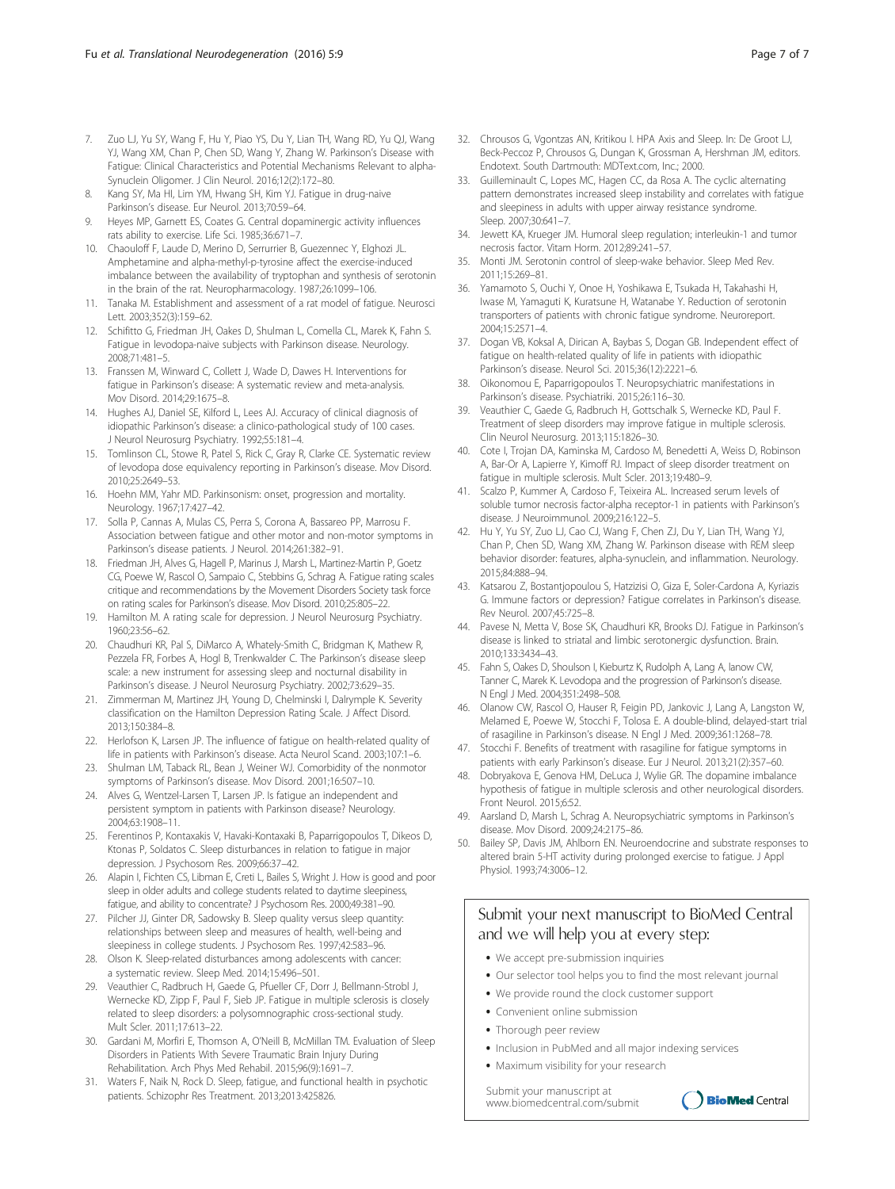7. Zuo LJ, Yu SY, Wang F, Hu Y, Piao YS, Du Y, Lian TH, Wang RD, Yu QJ, Wang YJ, Wang XM, Chan P, Chen SD, Wang Y, Zhang W. Parkinson's Disease with Fatigue: Clinical Characteristics and Potential Mechanisms Relevant to alpha-Synuclein Oligomer. J Clin Neurol. 2016;12(2):172–80.
8. Kang SY, Ma HI, Lim YM, Hwang SH, Kim YJ. Fatigue in drug-naive Parkinson's disease. Eur Neurol. 2013;70:59–64.
9. Heyes MP, Garnett ES, Coates G. Central dopaminergic activity influences rats ability to exercise. Life Sci. 1985;36:671–7.
10. Chaouloff F, Laude D, Merino D, Serrurrier B, Guezennec Y, Elghozi JL. Amphetamine and alpha-methyl-p-tyrosine affect the exercise-induced imbalance between the availability of tryptophan and synthesis of serotonin in the brain of the rat. Neuropharmacology. 1987;26:1099–106.
11. Tanaka M. Establishment and assessment of a rat model of fatigue. Neurosci Lett. 2003;352(3):159–62.
12. Schifitto G, Friedman JH, Oakes D, Shulman L, Comella CL, Marek K, Fahn S. Fatigue in levodopa-naive subjects with Parkinson disease. Neurology. 2008;71:481–5.
13. Franssen M, Winward C, Collett J, Wade D, Dawes H. Interventions for fatigue in Parkinson's disease: A systematic review and meta-analysis. Mov Disord. 2014;29:1675–8.
14. Hughes AJ, Daniel SE, Kilford L, Lees AJ. Accuracy of clinical diagnosis of idiopathic Parkinson's disease: a clinico-pathological study of 100 cases. J Neurol Neurosurg Psychiatry. 1992;55:181–4.
15. Tomlinson CL, Stowe R, Patel S, Rick C, Gray R, Clarke CE. Systematic review of levodopa dose equivalency reporting in Parkinson's disease. Mov Disord. 2010;25:2649–53.
16. Hoehn MM, Yahr MD. Parkinsonism: onset, progression and mortality. Neurology. 1967;17:427–42.
17. Solla P, Cannas A, Mulas CS, Perra S, Corona A, Bassareo PP, Marrosu F. Association between fatigue and other motor and non-motor symptoms in Parkinson's disease patients. J Neurol. 2014;261:382–91.
18. Friedman JH, Alves G, Hagell P, Marinus J, Marsh L, Martinez-Martin P, Goetz CG, Poewe W, Rascol O, Sampaio C, Stebbins G, Schrag A. Fatigue rating scales critique and recommendations by the Movement Disorders Society task force on rating scales for Parkinson's disease. Mov Disord. 2010;25:805–22.
19. Hamilton M. A rating scale for depression. J Neurol Neurosurg Psychiatry. 1960;23:56–62.
20. Chaudhuri KR, Pal S, DiMarco A, Whately-Smith C, Bridgman K, Mathew R, Pezzela FR, Forbes A, Hogl B, Trenkwalder C. The Parkinson's disease sleep scale: a new instrument for assessing sleep and nocturnal disability in Parkinson's disease. J Neurol Neurosurg Psychiatry. 2002;73:629–35.
21. Zimmerman M, Martinez JH, Young D, Chelminski I, Dalrymple K. Severity classification on the Hamilton Depression Rating Scale. J Affect Disord. 2013;150:384–8.
22. Herlofson K, Larsen JP. The influence of fatigue on health-related quality of life in patients with Parkinson's disease. Acta Neurol Scand. 2003;107:1–6.
23. Shulman LM, Taback RL, Bean J, Weiner WJ. Comorbidity of the nonmotor symptoms of Parkinson's disease. Mov Disord. 2001;16:507–10.
24. Alves G, Wentzel-Larsen T, Larsen JP. Is fatigue an independent and persistent symptom in patients with Parkinson disease? Neurology. 2004;63:1908–11.
25. Ferentinos P, Kontaxakis V, Havaki-Kontaxaki B, Paparrigopoulos T, Dikeos D, Ktonas P, Soldatos C. Sleep disturbances in relation to fatigue in major depression. J Psychosom Res. 2009;66:37–42.
26. Alapin I, Fichten CS, Libman E, Creti L, Bailes S, Wright J. How is good and poor sleep in older adults and college students related to daytime sleepiness, fatigue, and ability to concentrate? J Psychosom Res. 2000;49:381–90.
27. Pilcher JJ, Ginter DR, Sadowsky B. Sleep quality versus sleep quantity: relationships between sleep and measures of health, well-being and sleepiness in college students. J Psychosom Res. 1997;42:583–96.
28. Olson K. Sleep-related disturbances among adolescents with cancer: a systematic review. Sleep Med. 2014;15:496–501.
29. Veauthier C, Radbruch H, Gaede G, Pfueller CF, Dorr J, Bellmann-Strobl J, Wernecke KD, Zipp F, Paul F, Sieb JP. Fatigue in multiple sclerosis is closely related to sleep disorders: a polysomnographic cross-sectional study. Mult Scler. 2011;17:613–22.
30. Gardani M, Morfiri E, Thomson A, O'Neill B, McMillan TM. Evaluation of Sleep Disorders in Patients With Severe Traumatic Brain Injury During Rehabilitation. Arch Phys Med Rehabil. 2015;96(9):1691–7.
31. Waters F, Naik N, Rock D. Sleep, fatigue, and functional health in psychotic patients. Schizophr Res Treatment. 2013;2013:425826.
32. Chrousos G, Vgontzas AN, Kritikou I. HPA Axis and Sleep. In: De Groot LJ, Beck-Peccoz P, Chrousos G, Dungan K, Grossman A, Hershman JM, editors. Endotext. South Dartmouth: MDText.com, Inc.; 2000.
33. Guilleminault C, Lopes MC, Hagen CC, da Rosa A. The cyclic alternating pattern demonstrates increased sleep instability and correlates with fatigue and sleepiness in adults with upper airway resistance syndrome. Sleep. 2007;30:641–7.
34. Jewett KA, Krueger JM. Humoral sleep regulation; interleukin-1 and tumor necrosis factor. Vitam Horm. 2012;89:241–57.
35. Monti JM. Serotonin control of sleep-wake behavior. Sleep Med Rev. 2011;15:269–81.
36. Yamamoto S, Ouchi Y, Onoe H, Yoshikawa E, Tsukada H, Takahashi H, Iwase M, Yamaguti K, Kuratsune H, Watanabe Y. Reduction of serotonin transporters of patients with chronic fatigue syndrome. Neuroreport. 2004;15:2571–4.
37. Dogan VB, Koksal A, Dirican A, Baybas S, Dogan GB. Independent effect of fatigue on health-related quality of life in patients with idiopathic Parkinson's disease. Neurol Sci. 2015;36(12):2221–6.
38. Oikonomou E, Paparrigopoulos T. Neuropsychiatric manifestations in Parkinson's disease. Psychiatriki. 2015;26:116–30.
39. Veauthier C, Gaede G, Radbruch H, Gottschalk S, Wernecke KD, Paul F. Treatment of sleep disorders may improve fatigue in multiple sclerosis. Clin Neurol Neurosurg. 2013;115:1826–30.
40. Cote I, Trojan DA, Kaminska M, Cardoso M, Benedetti A, Weiss D, Robinson A, Bar-Or A, Lapierre Y, Kimoff RJ. Impact of sleep disorder treatment on fatigue in multiple sclerosis. Mult Scler. 2013;19:480–9.
41. Scalzo P, Kummer A, Cardoso F, Teixeira AL. Increased serum levels of soluble tumor necrosis factor-alpha receptor-1 in patients with Parkinson's disease. J Neuroimmunol. 2009;216:122–5.
42. Hu Y, Yu SY, Zuo LJ, Cao CJ, Wang F, Chen ZJ, Du Y, Lian TH, Wang YJ, Chan P, Chen SD, Wang XM, Zhang W. Parkinson disease with REM sleep behavior disorder: features, alpha-synuclein, and inflammation. Neurology. 2015;84:888–94.
43. Katsarou Z, Bostantjopoulou S, Hatzizisi O, Giza E, Soler-Cardona A, Kyriazis G. Immune factors or depression? Fatigue correlates in Parkinson's disease. Rev Neurol. 2007;45:725–8.
44. Pavese N, Metta V, Bose SK, Chaudhuri KR, Brooks DJ. Fatigue in Parkinson's disease is linked to striatal and limbic serotonergic dysfunction. Brain. 2010;133:3434–43.
45. Fahn S, Oakes D, Shoulson I, Kieburtz K, Rudolph A, Lang A, Ianow CW, Tanner C, Marek K. Levodopa and the progression of Parkinson's disease. N Engl J Med. 2004;351:2498–508.
46. Olanow CW, Rascol O, Hauser R, Feigin PD, Jankovic J, Lang A, Langston W, Melamed E, Poewe W, Stocchi F, Tolosa E. A double-blind, delayed-start trial of rasagiline in Parkinson's disease. N Engl J Med. 2009;361:1268–78.
47. Stocchi F. Benefits of treatment with rasagiline for fatigue symptoms in patients with early Parkinson's disease. Eur J Neurol. 2013;21(2):357–60.
48. Dobryakova E, Genova HM, DeLuca J, Wylie GR. The dopamine imbalance hypothesis of fatigue in multiple sclerosis and other neurological disorders. Front Neurol. 2015;6:52.
49. Aarsland D, Marsh L, Schrag A. Neuropsychiatric symptoms in Parkinson's disease. Mov Disord. 2009;24:2175–86.
50. Bailey SP, Davis JM, Ahlborn EN. Neuroendocrine and substrate responses to altered brain 5-HT activity during prolonged exercise to fatigue. J Appl Physiol. 1993;74:3006–12.

## Submit your next manuscript to BioMed Central and we will help you at every step:

- We accept pre-submission inquiries
- Our selector tool helps you to find the most relevant journal
- We provide round the clock customer support
- Convenient online submission
- Thorough peer review
- Inclusion in PubMed and all major indexing services
- Maximum visibility for your research

Submit your manuscript at www.biomedcentral.com/submit

BioMed Central